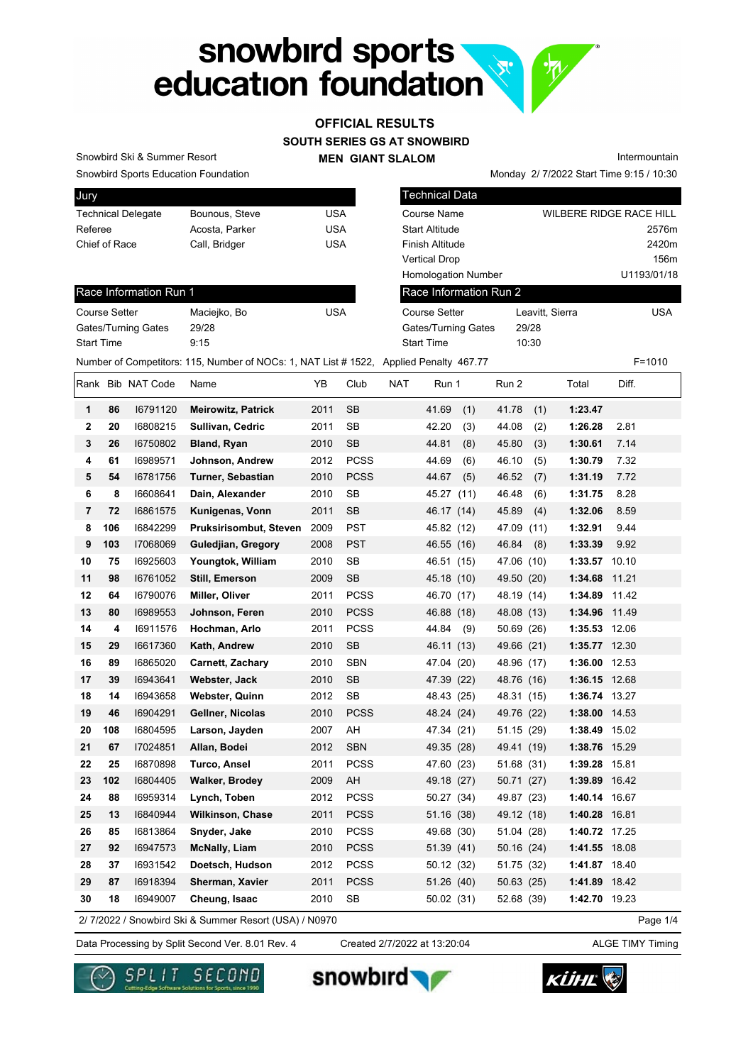# snowbird sports education foundation

## OFFICIAL RESULTS

### SOUTH SERIES GS AT SNOWBIRD

### MEN GIANT SLALOM

Snowbird Ski & Summer Resort
Snowbird Sports Education Foundation

Intermountain
Monday 2/ 7/2022 Start Time 9:15 / 10:30

| Jury | | |
|---|---|---|
| Technical Delegate | Bounous, Steve | USA |
| Referee | Acosta, Parker | USA |
| Chief of Race | Call, Bridger | USA |

| Technical Data | |
|---|---|
| Course Name | WILBERE RIDGE RACE HILL |
| Start Altitude | 2576m |
| Finish Altitude | 2420m |
| Vertical Drop | 156m |
| Homologation Number | U1193/01/18 |

| Race Information Run 1 | | |
|---|---|---|
| Course Setter | Maciejko, Bo | USA |
| Gates/Turning Gates | 29/28 | |
| Start Time | 9:15 | |

| Race Information Run 2 | | |
|---|---|---|
| Course Setter | Leavitt, Sierra | USA |
| Gates/Turning Gates | 29/28 | |
| Start Time | 10:30 | |

Number of Competitors: 115, Number of NOCs: 1, NAT List # 1522, Applied Penalty 467.77 F=1010

| Rank | Bib | NAT Code | Name | YB | Club | NAT | Run 1 | Run 2 | Total | Diff. |
|---|---|---|---|---|---|---|---|---|---|---|
| 1 | 86 | I6791120 | **Meirowitz, Patrick** | 2011 | SB | | 41.69 (1) | 41.78 (1) | **1:23.47** | |
| 2 | 20 | I6808215 | **Sullivan, Cedric** | 2011 | SB | | 42.20 (3) | 44.08 (2) | **1:26.28** | 2.81 |
| 3 | 26 | I6750802 | **Bland, Ryan** | 2010 | SB | | 44.81 (8) | 45.80 (3) | **1:30.61** | 7.14 |
| 4 | 61 | I6989571 | **Johnson, Andrew** | 2012 | PCSS | | 44.69 (6) | 46.10 (5) | **1:30.79** | 7.32 |
| 5 | 54 | I6781756 | **Turner, Sebastian** | 2010 | PCSS | | 44.67 (5) | 46.52 (7) | **1:31.19** | 7.72 |
| 6 | 8 | I6608641 | **Dain, Alexander** | 2010 | SB | | 45.27 (11) | 46.48 (6) | **1:31.75** | 8.28 |
| 7 | 72 | I6861575 | **Kunigenas, Vonn** | 2011 | SB | | 46.17 (14) | 45.89 (4) | **1:32.06** | 8.59 |
| 8 | 106 | I6842299 | **Pruksirisombut, Steven** | 2009 | PST | | 45.82 (12) | 47.09 (11) | **1:32.91** | 9.44 |
| 9 | 103 | I7068069 | **Guledjian, Gregory** | 2008 | PST | | 46.55 (16) | 46.84 (8) | **1:33.39** | 9.92 |
| 10 | 75 | I6925603 | **Youngtok, William** | 2010 | SB | | 46.51 (15) | 47.06 (10) | **1:33.57** | 10.10 |
| 11 | 98 | I6761052 | **Still, Emerson** | 2009 | SB | | 45.18 (10) | 49.50 (20) | **1:34.68** | 11.21 |
| 12 | 64 | I6790076 | **Miller, Oliver** | 2011 | PCSS | | 46.70 (17) | 48.19 (14) | **1:34.89** | 11.42 |
| 13 | 80 | I6989553 | **Johnson, Feren** | 2010 | PCSS | | 46.88 (18) | 48.08 (13) | **1:34.96** | 11.49 |
| 14 | 4 | I6911576 | **Hochman, Arlo** | 2011 | PCSS | | 44.84 (9) | 50.69 (26) | **1:35.53** | 12.06 |
| 15 | 29 | I6617360 | **Kath, Andrew** | 2010 | SB | | 46.11 (13) | 49.66 (21) | **1:35.77** | 12.30 |
| 16 | 89 | I6865020 | **Carnett, Zachary** | 2010 | SBN | | 47.04 (20) | 48.96 (17) | **1:36.00** | 12.53 |
| 17 | 39 | I6943641 | **Webster, Jack** | 2010 | SB | | 47.39 (22) | 48.76 (16) | **1:36.15** | 12.68 |
| 18 | 14 | I6943658 | **Webster, Quinn** | 2012 | SB | | 48.43 (25) | 48.31 (15) | **1:36.74** | 13.27 |
| 19 | 46 | I6904291 | **Gellner, Nicolas** | 2010 | PCSS | | 48.24 (24) | 49.76 (22) | **1:38.00** | 14.53 |
| 20 | 108 | I6804595 | **Larson, Jayden** | 2007 | AH | | 47.34 (21) | 51.15 (29) | **1:38.49** | 15.02 |
| 21 | 67 | I7024851 | **Allan, Bodei** | 2012 | SBN | | 49.35 (28) | 49.41 (19) | **1:38.76** | 15.29 |
| 22 | 25 | I6870898 | **Turco, Ansel** | 2011 | PCSS | | 47.60 (23) | 51.68 (31) | **1:39.28** | 15.81 |
| 23 | 102 | I6804405 | **Walker, Brodey** | 2009 | AH | | 49.18 (27) | 50.71 (27) | **1:39.89** | 16.42 |
| 24 | 88 | I6959314 | **Lynch, Toben** | 2012 | PCSS | | 50.27 (34) | 49.87 (23) | **1:40.14** | 16.67 |
| 25 | 13 | I6840944 | **Wilkinson, Chase** | 2011 | PCSS | | 51.16 (38) | 49.12 (18) | **1:40.28** | 16.81 |
| 26 | 85 | I6813864 | **Snyder, Jake** | 2010 | PCSS | | 49.68 (30) | 51.04 (28) | **1:40.72** | 17.25 |
| 27 | 92 | I6947573 | **McNally, Liam** | 2010 | PCSS | | 51.39 (41) | 50.16 (24) | **1:41.55** | 18.08 |
| 28 | 37 | I6931542 | **Doetsch, Hudson** | 2012 | PCSS | | 50.12 (32) | 51.75 (32) | **1:41.87** | 18.40 |
| 29 | 87 | I6918394 | **Sherman, Xavier** | 2011 | PCSS | | 51.26 (40) | 50.63 (25) | **1:41.89** | 18.42 |
| 30 | 18 | I6949007 | **Cheung, Isaac** | 2010 | SB | | 50.02 (31) | 52.68 (39) | **1:42.70** | 19.23 |

2/ 7/2022 / Snowbird Ski & Summer Resort (USA) / N0970

Data Processing by Split Second Ver. 8.01 Rev. 4 Created 2/7/2022 at 13:20:04 ALGE TIMY Timing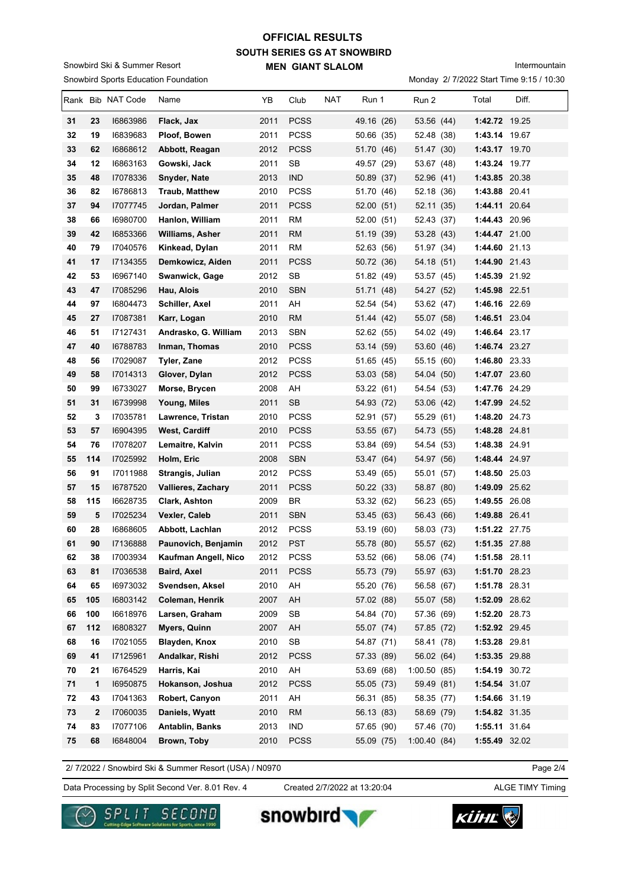# OFFICIAL RESULTS
## SOUTH SERIES GS AT SNOWBIRD
### MEN GIANT SLALOM

Snowbird Ski & Summer Resort
Snowbird Sports Education Foundation

Intermountain
Monday 2/ 7/2022 Start Time 9:15 / 10:30

| Rank | Bib | NAT Code | Name | YB | Club | NAT | Run 1 | Run 2 | Total | Diff. |
|---|---|---|---|---|---|---|---|---|---|---|
| 31 | 23 | I6863986 | **Flack, Jax** | 2011 | PCSS | | 49.16 (26) | 53.56 (44) | **1:42.72** | 19.25 |
| 32 | 19 | I6839683 | **Ploof, Bowen** | 2011 | PCSS | | 50.66 (35) | 52.48 (38) | **1:43.14** | 19.67 |
| 33 | 62 | I6868612 | **Abbott, Reagan** | 2012 | PCSS | | 51.70 (46) | 51.47 (30) | **1:43.17** | 19.70 |
| 34 | 12 | I6863163 | **Gowski, Jack** | 2011 | SB | | 49.57 (29) | 53.67 (48) | **1:43.24** | 19.77 |
| 35 | 48 | I7078336 | **Snyder, Nate** | 2013 | IND | | 50.89 (37) | 52.96 (41) | **1:43.85** | 20.38 |
| 36 | 82 | I6786813 | **Traub, Matthew** | 2010 | PCSS | | 51.70 (46) | 52.18 (36) | **1:43.88** | 20.41 |
| 37 | 94 | I7077745 | **Jordan, Palmer** | 2011 | PCSS | | 52.00 (51) | 52.11 (35) | **1:44.11** | 20.64 |
| 38 | 66 | I6980700 | **Hanlon, William** | 2011 | RM | | 52.00 (51) | 52.43 (37) | **1:44.43** | 20.96 |
| 39 | 42 | I6853366 | **Williams, Asher** | 2011 | RM | | 51.19 (39) | 53.28 (43) | **1:44.47** | 21.00 |
| 40 | 79 | I7040576 | **Kinkead, Dylan** | 2011 | RM | | 52.63 (56) | 51.97 (34) | **1:44.60** | 21.13 |
| 41 | 17 | I7134355 | **Demkowicz, Aiden** | 2011 | PCSS | | 50.72 (36) | 54.18 (51) | **1:44.90** | 21.43 |
| 42 | 53 | I6967140 | **Swanwick, Gage** | 2012 | SB | | 51.82 (49) | 53.57 (45) | **1:45.39** | 21.92 |
| 43 | 47 | I7085296 | **Hau, Alois** | 2010 | SBN | | 51.71 (48) | 54.27 (52) | **1:45.98** | 22.51 |
| 44 | 97 | I6804473 | **Schiller, Axel** | 2011 | AH | | 52.54 (54) | 53.62 (47) | **1:46.16** | 22.69 |
| 45 | 27 | I7087381 | **Karr, Logan** | 2010 | RM | | 51.44 (42) | 55.07 (58) | **1:46.51** | 23.04 |
| 46 | 51 | I7127431 | **Andrasko, G. William** | 2013 | SBN | | 52.62 (55) | 54.02 (49) | **1:46.64** | 23.17 |
| 47 | 40 | I6788783 | **Inman, Thomas** | 2010 | PCSS | | 53.14 (59) | 53.60 (46) | **1:46.74** | 23.27 |
| 48 | 56 | I7029087 | **Tyler, Zane** | 2012 | PCSS | | 51.65 (45) | 55.15 (60) | **1:46.80** | 23.33 |
| 49 | 58 | I7014313 | **Glover, Dylan** | 2012 | PCSS | | 53.03 (58) | 54.04 (50) | **1:47.07** | 23.60 |
| 50 | 99 | I6733027 | **Morse, Brycen** | 2008 | AH | | 53.22 (61) | 54.54 (53) | **1:47.76** | 24.29 |
| 51 | 31 | I6739998 | **Young, Miles** | 2011 | SB | | 54.93 (72) | 53.06 (42) | **1:47.99** | 24.52 |
| 52 | 3 | I7035781 | **Lawrence, Tristan** | 2010 | PCSS | | 52.91 (57) | 55.29 (61) | **1:48.20** | 24.73 |
| 53 | 57 | I6904395 | **West, Cardiff** | 2010 | PCSS | | 53.55 (67) | 54.73 (55) | **1:48.28** | 24.81 |
| 54 | 76 | I7078207 | **Lemaitre, Kalvin** | 2011 | PCSS | | 53.84 (69) | 54.54 (53) | **1:48.38** | 24.91 |
| 55 | 114 | I7025992 | **Holm, Eric** | 2008 | SBN | | 53.47 (64) | 54.97 (56) | **1:48.44** | 24.97 |
| 56 | 91 | I7011988 | **Strangis, Julian** | 2012 | PCSS | | 53.49 (65) | 55.01 (57) | **1:48.50** | 25.03 |
| 57 | 15 | I6787520 | **Vallieres, Zachary** | 2011 | PCSS | | 50.22 (33) | 58.87 (80) | **1:49.09** | 25.62 |
| 58 | 115 | I6628735 | **Clark, Ashton** | 2009 | BR | | 53.32 (62) | 56.23 (65) | **1:49.55** | 26.08 |
| 59 | 5 | I7025234 | **Vexler, Caleb** | 2011 | SBN | | 53.45 (63) | 56.43 (66) | **1:49.88** | 26.41 |
| 60 | 28 | I6868605 | **Abbott, Lachlan** | 2012 | PCSS | | 53.19 (60) | 58.03 (73) | **1:51.22** | 27.75 |
| 61 | 90 | I7136888 | **Paunovich, Benjamin** | 2012 | PST | | 55.78 (80) | 55.57 (62) | **1:51.35** | 27.88 |
| 62 | 38 | I7003934 | **Kaufman Angell, Nico** | 2012 | PCSS | | 53.52 (66) | 58.06 (74) | **1:51.58** | 28.11 |
| 63 | 81 | I7036538 | **Baird, Axel** | 2011 | PCSS | | 55.73 (79) | 55.97 (63) | **1:51.70** | 28.23 |
| 64 | 65 | I6973032 | **Svendsen, Aksel** | 2010 | AH | | 55.20 (76) | 56.58 (67) | **1:51.78** | 28.31 |
| 65 | 105 | I6803142 | **Coleman, Henrik** | 2007 | AH | | 57.02 (88) | 55.07 (58) | **1:52.09** | 28.62 |
| 66 | 100 | I6618976 | **Larsen, Graham** | 2009 | SB | | 54.84 (70) | 57.36 (69) | **1:52.20** | 28.73 |
| 67 | 112 | I6808327 | **Myers, Quinn** | 2007 | AH | | 55.07 (74) | 57.85 (72) | **1:52.92** | 29.45 |
| 68 | 16 | I7021055 | **Blayden, Knox** | 2010 | SB | | 54.87 (71) | 58.41 (78) | **1:53.28** | 29.81 |
| 69 | 41 | I7125961 | **Andalkar, Rishi** | 2012 | PCSS | | 57.33 (89) | 56.02 (64) | **1:53.35** | 29.88 |
| 70 | 21 | I6764529 | **Harris, Kai** | 2010 | AH | | 53.69 (68) | 1:00.50 (85) | **1:54.19** | 30.72 |
| 71 | 1 | I6950875 | **Hokanson, Joshua** | 2012 | PCSS | | 55.05 (73) | 59.49 (81) | **1:54.54** | 31.07 |
| 72 | 43 | I7041363 | **Robert, Canyon** | 2011 | AH | | 56.31 (85) | 58.35 (77) | **1:54.66** | 31.19 |
| 73 | 2 | I7060035 | **Daniels, Wyatt** | 2010 | RM | | 56.13 (83) | 58.69 (79) | **1:54.82** | 31.35 |
| 74 | 83 | I7077106 | **Antablin, Banks** | 2013 | IND | | 57.65 (90) | 57.46 (70) | **1:55.11** | 31.64 |
| 75 | 68 | I6848004 | **Brown, Toby** | 2010 | PCSS | | 55.09 (75) | 1:00.40 (84) | **1:55.49** | 32.02 |

2/ 7/2022 / Snowbird Ski & Summer Resort (USA) / N0970

Data Processing by Split Second Ver. 8.01 Rev. 4 — Created 2/7/2022 at 13:20:04 — ALGE TIMY Timing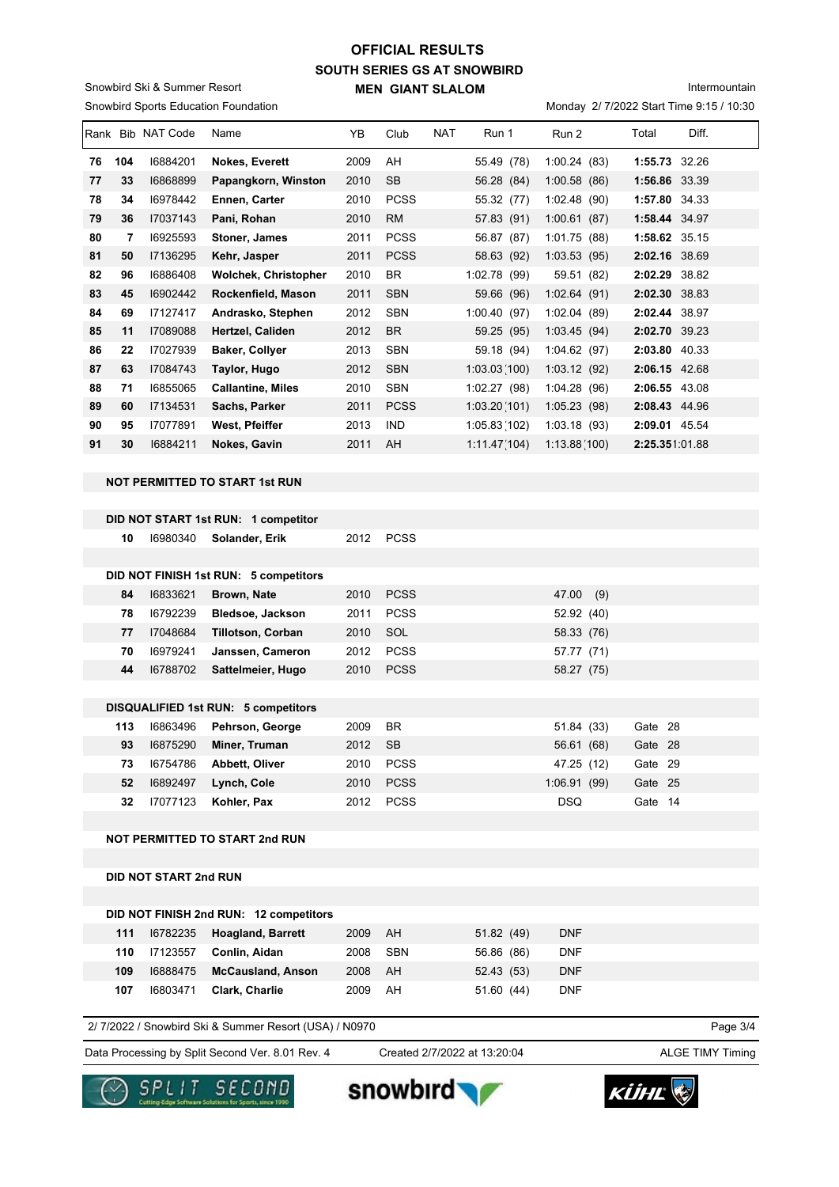# OFFICIAL RESULTS

## SOUTH SERIES GS AT SNOWBIRD

### MEN GIANT SLALOM

Snowbird Ski & Summer Resort

Snowbird Sports Education Foundation

Intermountain

Monday 2/ 7/2022 Start Time 9:15 / 10:30

| Rank | Bib | NAT Code | Name | YB | Club | NAT | Run 1 | Run 2 | Total | Diff. |
|---|---|---|---|---|---|---|---|---|---|---|
| 76 | 104 | I6884201 | Nokes, Everett | 2009 | AH | | 55.49 (78) | 1:00.24 (83) | 1:55.73 | 32.26 |
| 77 | 33 | I6868899 | Papangkorn, Winston | 2010 | SB | | 56.28 (84) | 1:00.58 (86) | 1:56.86 | 33.39 |
| 78 | 34 | I6978442 | Ennen, Carter | 2010 | PCSS | | 55.32 (77) | 1:02.48 (90) | 1:57.80 | 34.33 |
| 79 | 36 | I7037143 | Pani, Rohan | 2010 | RM | | 57.83 (91) | 1:00.61 (87) | 1:58.44 | 34.97 |
| 80 | 7 | I6925593 | Stoner, James | 2011 | PCSS | | 56.87 (87) | 1:01.75 (88) | 1:58.62 | 35.15 |
| 81 | 50 | I7136295 | Kehr, Jasper | 2011 | PCSS | | 58.63 (92) | 1:03.53 (95) | 2:02.16 | 38.69 |
| 82 | 96 | I6886408 | Wolchek, Christopher | 2010 | BR | | 1:02.78 (99) | 59.51 (82) | 2:02.29 | 38.82 |
| 83 | 45 | I6902442 | Rockenfield, Mason | 2011 | SBN | | 59.66 (96) | 1:02.64 (91) | 2:02.30 | 38.83 |
| 84 | 69 | I7127417 | Andrasko, Stephen | 2012 | SBN | | 1:00.40 (97) | 1:02.04 (89) | 2:02.44 | 38.97 |
| 85 | 11 | I7089088 | Hertzel, Caliden | 2012 | BR | | 59.25 (95) | 1:03.45 (94) | 2:02.70 | 39.23 |
| 86 | 22 | I7027939 | Baker, Collyer | 2013 | SBN | | 59.18 (94) | 1:04.62 (97) | 2:03.80 | 40.33 |
| 87 | 63 | I7084743 | Taylor, Hugo | 2012 | SBN | | 1:03.03 (100) | 1:03.12 (92) | 2:06.15 | 42.68 |
| 88 | 71 | I6855065 | Callantine, Miles | 2010 | SBN | | 1:02.27 (98) | 1:04.28 (96) | 2:06.55 | 43.08 |
| 89 | 60 | I7134531 | Sachs, Parker | 2011 | PCSS | | 1:03.20 (101) | 1:05.23 (98) | 2:08.43 | 44.96 |
| 90 | 95 | I7077891 | West, Pfeiffer | 2013 | IND | | 1:05.83 (102) | 1:03.18 (93) | 2:09.01 | 45.54 |
| 91 | 30 | I6884211 | Nokes, Gavin | 2011 | AH | | 1:11.47 (104) | 1:13.88 (100) | 2:25.35 | 1:01.88 |

**NOT PERMITTED TO START 1st RUN**

**DID NOT START 1st RUN: 1 competitor**

| Bib | NAT Code | Name | YB | Club |
|---|---|---|---|---|
| 10 | I6980340 | Solander, Erik | 2012 | PCSS |

**DID NOT FINISH 1st RUN: 5 competitors**

| Bib | NAT Code | Name | YB | Club | Run 2 |
|---|---|---|---|---|---|
| 84 | I6833621 | Brown, Nate | 2010 | PCSS | 47.00 (9) |
| 78 | I6792239 | Bledsoe, Jackson | 2011 | PCSS | 52.92 (40) |
| 77 | I7048684 | Tillotson, Corban | 2010 | SOL | 58.33 (76) |
| 70 | I6979241 | Janssen, Cameron | 2012 | PCSS | 57.77 (71) |
| 44 | I6788702 | Sattelmeier, Hugo | 2010 | PCSS | 58.27 (75) |

**DISQUALIFIED 1st RUN: 5 competitors**

| Bib | NAT Code | Name | YB | Club | Run 2 | Gate |
|---|---|---|---|---|---|---|
| 113 | I6863496 | Pehrson, George | 2009 | BR | 51.84 (33) | Gate 28 |
| 93 | I6875290 | Miner, Truman | 2012 | SB | 56.61 (68) | Gate 28 |
| 73 | I6754786 | Abbett, Oliver | 2010 | PCSS | 47.25 (12) | Gate 29 |
| 52 | I6892497 | Lynch, Cole | 2010 | PCSS | 1:06.91 (99) | Gate 25 |
| 32 | I7077123 | Kohler, Pax | 2012 | PCSS | DSQ | Gate 14 |

**NOT PERMITTED TO START 2nd RUN**

**DID NOT START 2nd RUN**

**DID NOT FINISH 2nd RUN: 12 competitors**

| Bib | NAT Code | Name | YB | Club | Run 1 | Run 2 |
|---|---|---|---|---|---|---|
| 111 | I6782235 | Hoagland, Barrett | 2009 | AH | 51.82 (49) | DNF |
| 110 | I7123557 | Conlin, Aidan | 2008 | SBN | 56.86 (86) | DNF |
| 109 | I6888475 | McCausland, Anson | 2008 | AH | 52.43 (53) | DNF |
| 107 | I6803471 | Clark, Charlie | 2009 | AH | 51.60 (44) | DNF |

2/ 7/2022 / Snowbird Ski & Summer Resort (USA) / N0970

Data Processing by Split Second Ver. 8.01 Rev. 4 — Created 2/7/2022 at 13:20:04 — ALGE TIMY Timing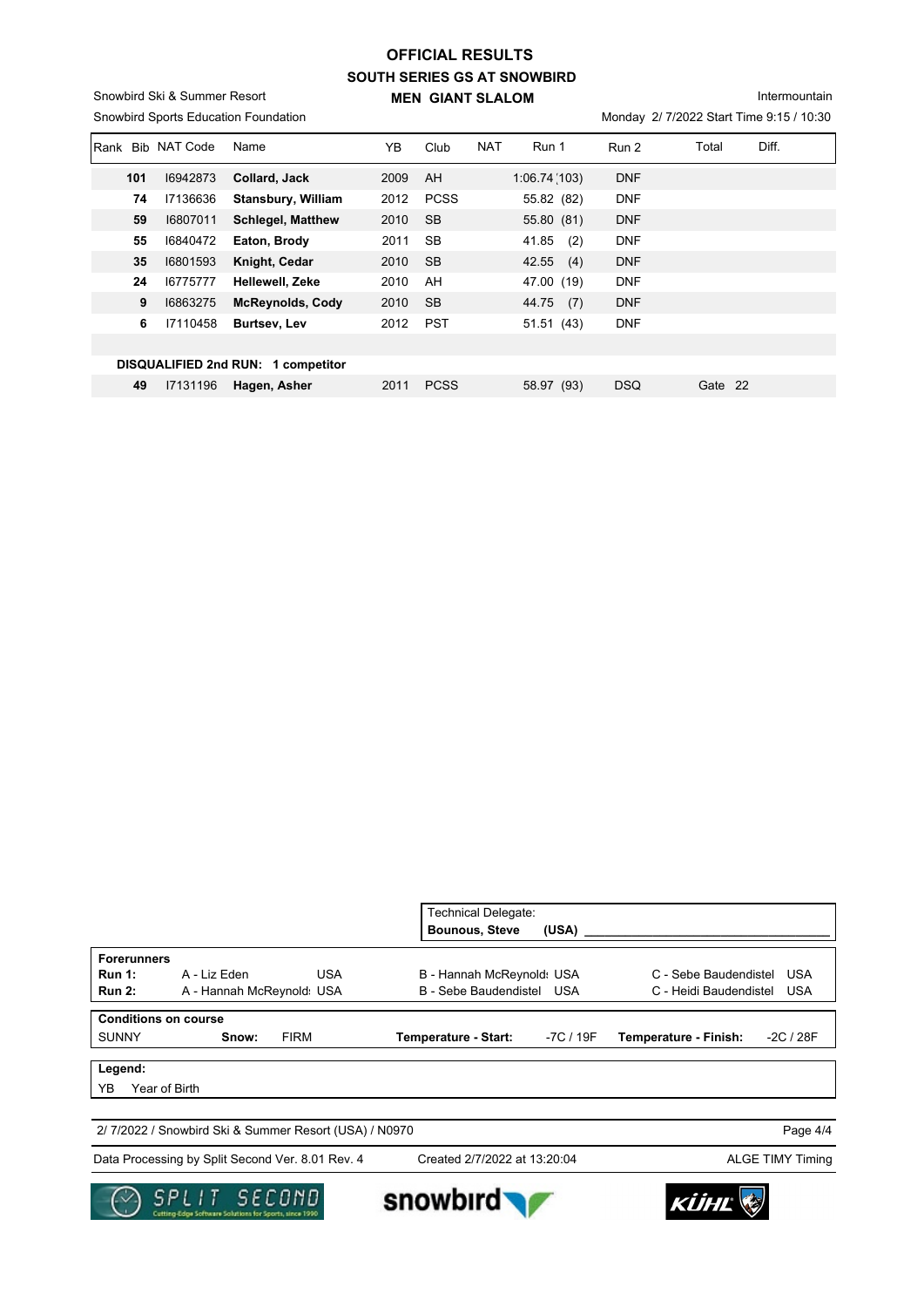# OFFICIAL RESULTS

## SOUTH SERIES GS AT SNOWBIRD

### MEN GIANT SLALOM

Snowbird Ski & Summer Resort

Snowbird Sports Education Foundation

Intermountain

Monday 2/ 7/2022 Start Time 9:15 / 10:30

| Rank | Bib | NAT Code | Name | YB | Club | NAT | Run 1 | Run 2 | Total | Diff. |
|---|---|---|---|---|---|---|---|---|---|---|
| | 101 | I6942873 | **Collard, Jack** | 2009 | AH | | 1:06.74 (103) | DNF | | |
| | 74 | I7136636 | **Stansbury, William** | 2012 | PCSS | | 55.82 (82) | DNF | | |
| | 59 | I6807011 | **Schlegel, Matthew** | 2010 | SB | | 55.80 (81) | DNF | | |
| | 55 | I6840472 | **Eaton, Brody** | 2011 | SB | | 41.85 (2) | DNF | | |
| | 35 | I6801593 | **Knight, Cedar** | 2010 | SB | | 42.55 (4) | DNF | | |
| | 24 | I6775777 | **Hellewell, Zeke** | 2010 | AH | | 47.00 (19) | DNF | | |
| | 9 | I6863275 | **McReynolds, Cody** | 2010 | SB | | 44.75 (7) | DNF | | |
| | 6 | I7110458 | **Burtsev, Lev** | 2012 | PST | | 51.51 (43) | DNF | | |
| | | | | | | | | | | |
| **DISQUALIFIED 2nd RUN: 1 competitor** | | | | | | | | | | |
| | 49 | I7131196 | **Hagen, Asher** | 2011 | PCSS | | 58.97 (93) | DSQ | Gate 22 | |

Technical Delegate:
**Bounous, Steve** **(USA)**

| **Forerunners** | | | |
|---|---|---|---|
| **Run 1:** | A - Liz Eden USA | B - Hannah McReynolds USA | C - Sebe Baudendistel USA |
| **Run 2:** | A - Hannah McReynolds USA | B - Sebe Baudendistel USA | C - Heidi Baudendistel USA |

| **Conditions on course** | | | | | |
|---|---|---|---|---|---|
| SUNNY | **Snow:** FIRM | **Temperature - Start:** | -7C / 19F | **Temperature - Finish:** | -2C / 28F |

**Legend:**
YB Year of Birth

2/ 7/2022 / Snowbird Ski & Summer Resort (USA) / N0970

Data Processing by Split Second Ver. 8.01 Rev. 4 Created 2/7/2022 at 13:20:04 ALGE TIMY Timing